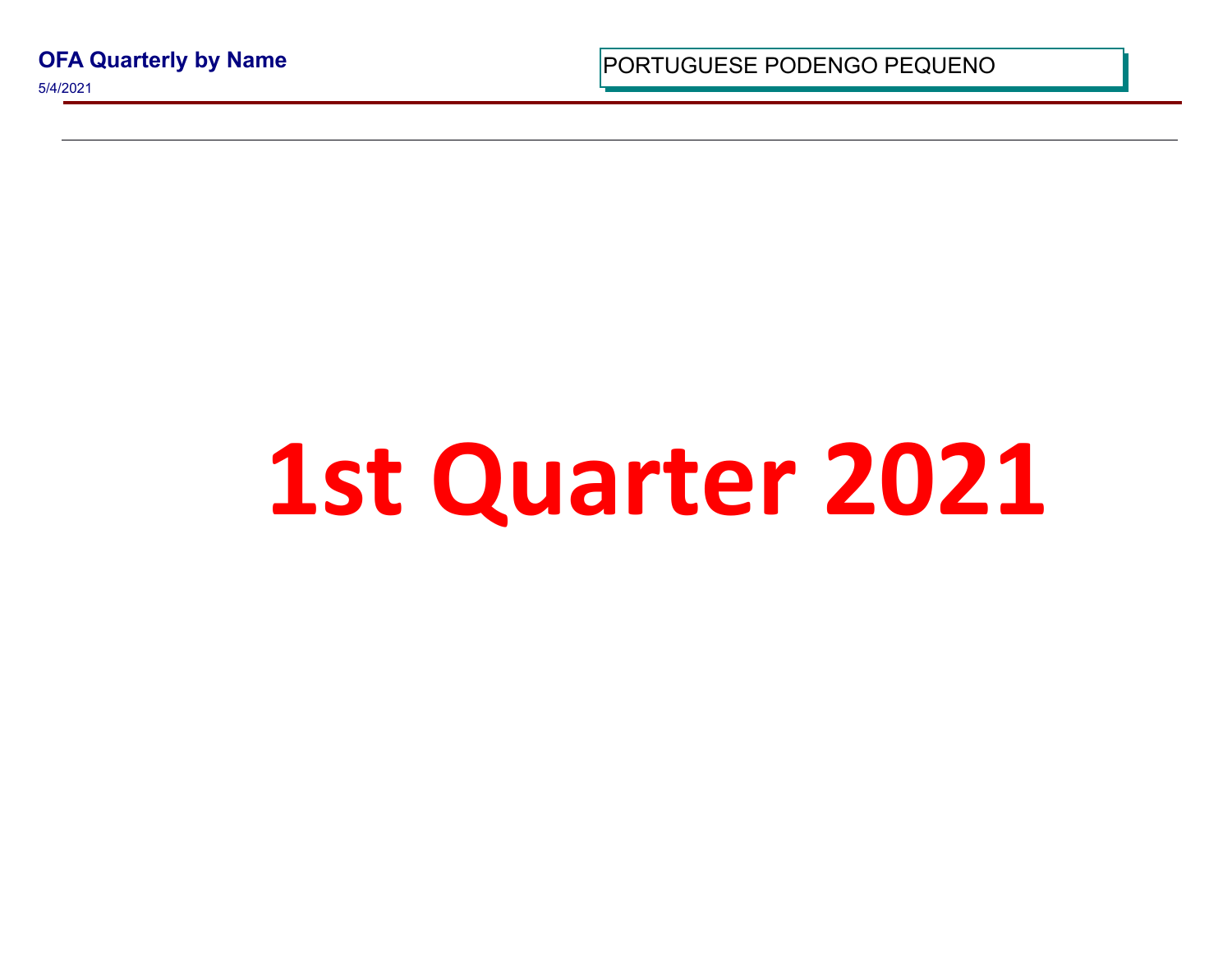**OFA Quarterly by Name**

5/4/2021

PORTUGUESE PODENGO PEQUENO

# 1st Quarter 2021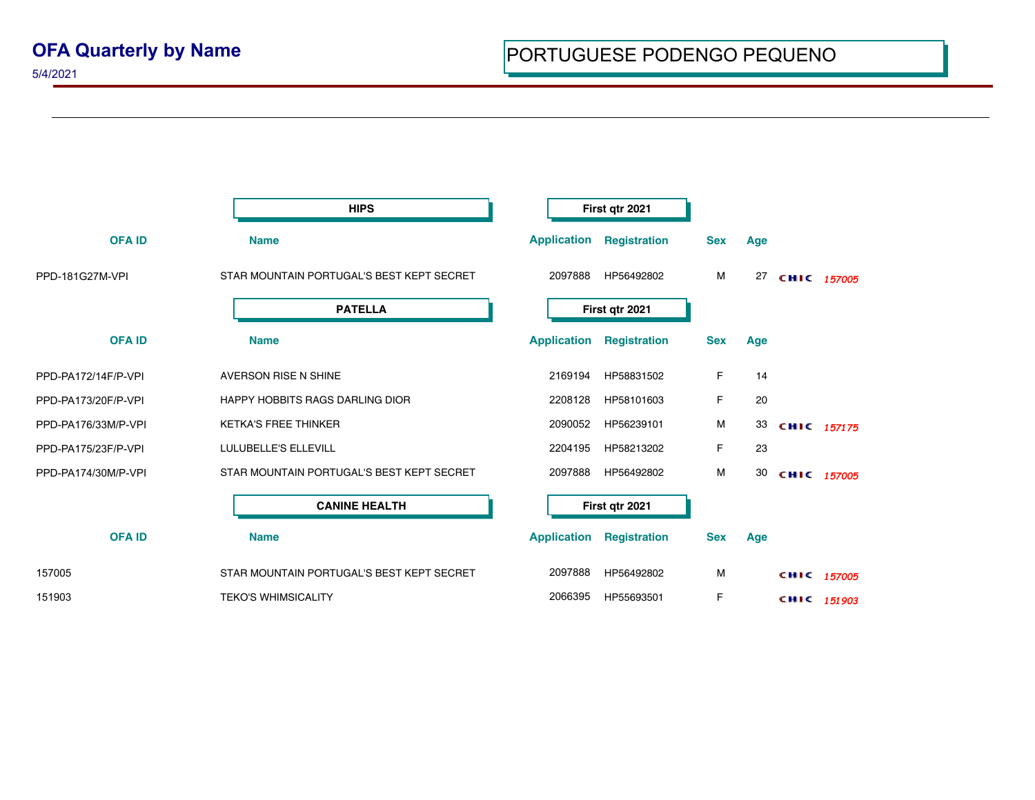# OFA Quarterly by Name

5/4/2021

## PORTUGUESE PODENGO PEQUENO

### HIPS — First qtr 2021

| OFA ID | Name | Application | Registration | Sex | Age | | |
|---|---|---|---|---|---|---|---|
| PPD-181G27M-VPI | STAR MOUNTAIN PORTUGAL'S BEST KEPT SECRET | 2097888 | HP56492802 | M | 27 | CHIC | *157005* |

### PATELLA — First qtr 2021

| OFA ID | Name | Application | Registration | Sex | Age | | |
|---|---|---|---|---|---|---|---|
| PPD-PA172/14F/P-VPI | AVERSON RISE N SHINE | 2169194 | HP58831502 | F | 14 | | |
| PPD-PA173/20F/P-VPI | HAPPY HOBBITS RAGS DARLING DIOR | 2208128 | HP58101603 | F | 20 | | |
| PPD-PA176/33M/P-VPI | KETKA'S FREE THINKER | 2090052 | HP56239101 | M | 33 | CHIC | *157175* |
| PPD-PA175/23F/P-VPI | LULUBELLE'S ELLEVILL | 2204195 | HP58213202 | F | 23 | | |
| PPD-PA174/30M/P-VPI | STAR MOUNTAIN PORTUGAL'S BEST KEPT SECRET | 2097888 | HP56492802 | M | 30 | CHIC | *157005* |

### CANINE HEALTH — First qtr 2021

| OFA ID | Name | Application | Registration | Sex | Age | | |
|---|---|---|---|---|---|---|---|
| 157005 | STAR MOUNTAIN PORTUGAL'S BEST KEPT SECRET | 2097888 | HP56492802 | M | | CHIC | *157005* |
| 151903 | TEKO'S WHIMSICALITY | 2066395 | HP55693501 | F | | CHIC | *151903* |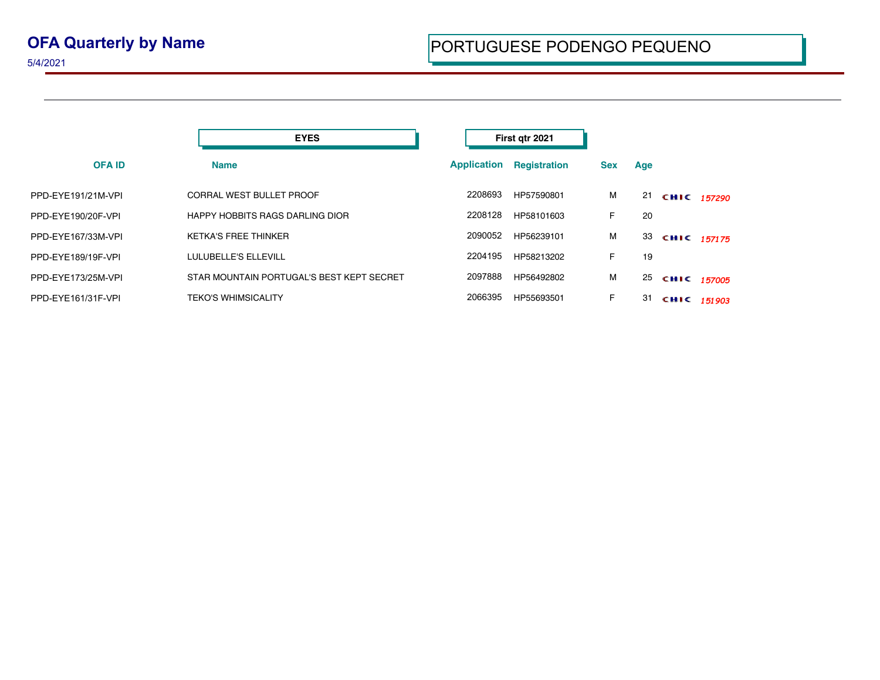# OFA Quarterly by Name

5/4/2021

## PORTUGUESE PODENGO PEQUENO

**EYES** — **First qtr 2021**

| OFA ID | Name | Application | Registration | Sex | Age | |
|---|---|---|---|---|---|---|
| PPD-EYE191/21M-VPI | CORRAL WEST BULLET PROOF | 2208693 | HP57590801 | M | 21 | CHIC *157290* |
| PPD-EYE190/20F-VPI | HAPPY HOBBITS RAGS DARLING DIOR | 2208128 | HP58101603 | F | 20 | |
| PPD-EYE167/33M-VPI | KETKA'S FREE THINKER | 2090052 | HP56239101 | M | 33 | CHIC *157175* |
| PPD-EYE189/19F-VPI | LULUBELLE'S ELLEVILL | 2204195 | HP58213202 | F | 19 | |
| PPD-EYE173/25M-VPI | STAR MOUNTAIN PORTUGAL'S BEST KEPT SECRET | 2097888 | HP56492802 | M | 25 | CHIC *157005* |
| PPD-EYE161/31F-VPI | TEKO'S WHIMSICALITY | 2066395 | HP55693501 | F | 31 | CHIC *151903* |